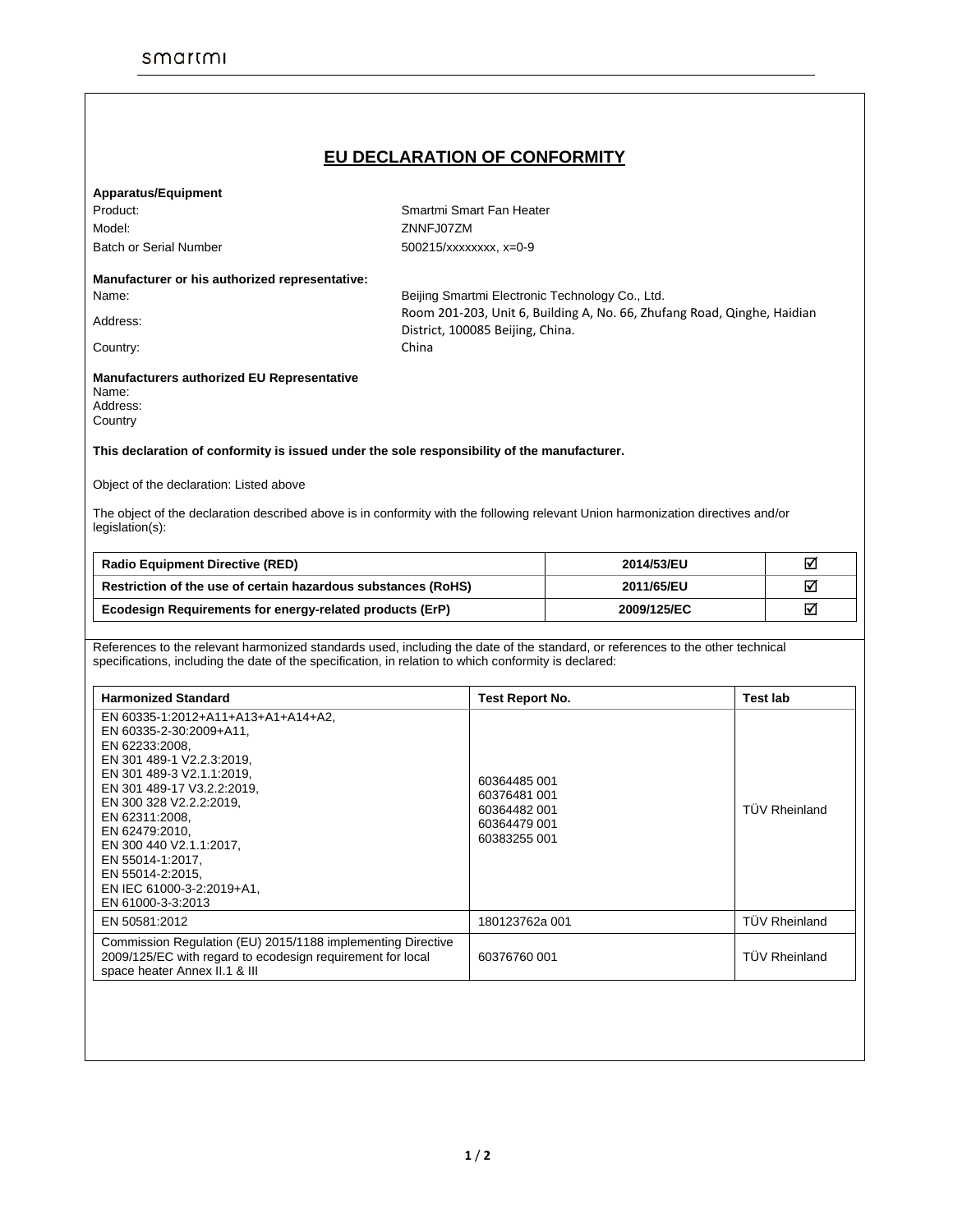smartmi

# EU DECLARATION OF CONFORMITY

**Apparatus/Equipment**

| | |
|---|---|
| Product: | Smartmi Smart Fan Heater |
| Model: | ZNNFJ07ZM |
| Batch or Serial Number | 500215/xxxxxxxx, x=0-9 |

**Manufacturer or his authorized representative:**

| | |
|---|---|
| Name: | Beijing Smartmi Electronic Technology Co., Ltd. |
| Address: | Room 201-203, Unit 6, Building A, No. 66, Zhufang Road, Qinghe, Haidian District, 100085 Beijing, China. |
| Country: | China |

**Manufacturers authorized EU Representative**

Name:
Address:
Country

**This declaration of conformity is issued under the sole responsibility of the manufacturer.**

Object of the declaration: Listed above

The object of the declaration described above is in conformity with the following relevant Union harmonization directives and/or legislation(s):

| | | |
|---|---|---|
| **Radio Equipment Directive (RED)** | **2014/53/EU** | ☑ |
| **Restriction of the use of certain hazardous substances (RoHS)** | **2011/65/EU** | ☑ |
| **Ecodesign Requirements for energy-related products (ErP)** | **2009/125/EC** | ☑ |

References to the relevant harmonized standards used, including the date of the standard, or references to the other technical specifications, including the date of the specification, in relation to which conformity is declared:

| **Harmonized Standard** | **Test Report No.** | **Test lab** |
|---|---|---|
| EN 60335-1:2012+A11+A13+A1+A14+A2,<br>EN 60335-2-30:2009+A11,<br>EN 62233:2008,<br>EN 301 489-1 V2.2.3:2019,<br>EN 301 489-3 V2.1.1:2019,<br>EN 301 489-17 V3.2.2:2019,<br>EN 300 328 V2.2.2:2019,<br>EN 62311:2008,<br>EN 62479:2010,<br>EN 300 440 V2.1.1:2017,<br>EN 55014-1:2017,<br>EN 55014-2:2015,<br>EN IEC 61000-3-2:2019+A1,<br>EN 61000-3-3:2013 | 60364485 001<br>60376481 001<br>60364482 001<br>60364479 001<br>60383255 001 | TÜV Rheinland |
| EN 50581:2012 | 180123762a 001 | TÜV Rheinland |
| Commission Regulation (EU) 2015/1188 implementing Directive 2009/125/EC with regard to ecodesign requirement for local space heater Annex II.1 & III | 60376760 001 | TÜV Rheinland |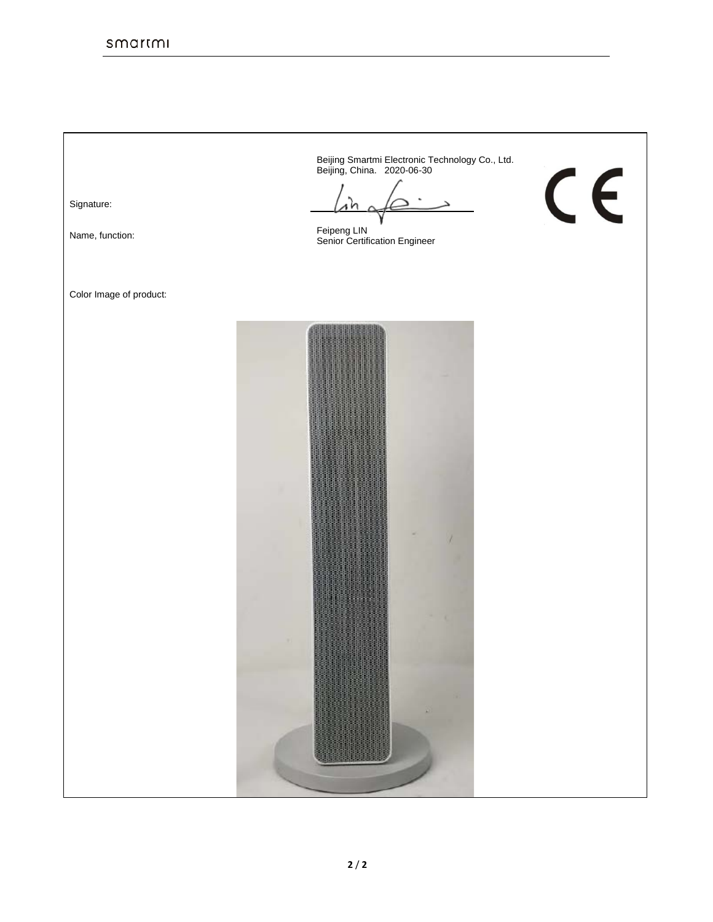Beijing Smartmi Electronic Technology Co., Ltd.
Beijing, China.   2020-06-30

Signature:

Name, function:

Feipeng LIN
Senior Certification Engineer

Color Image of product: